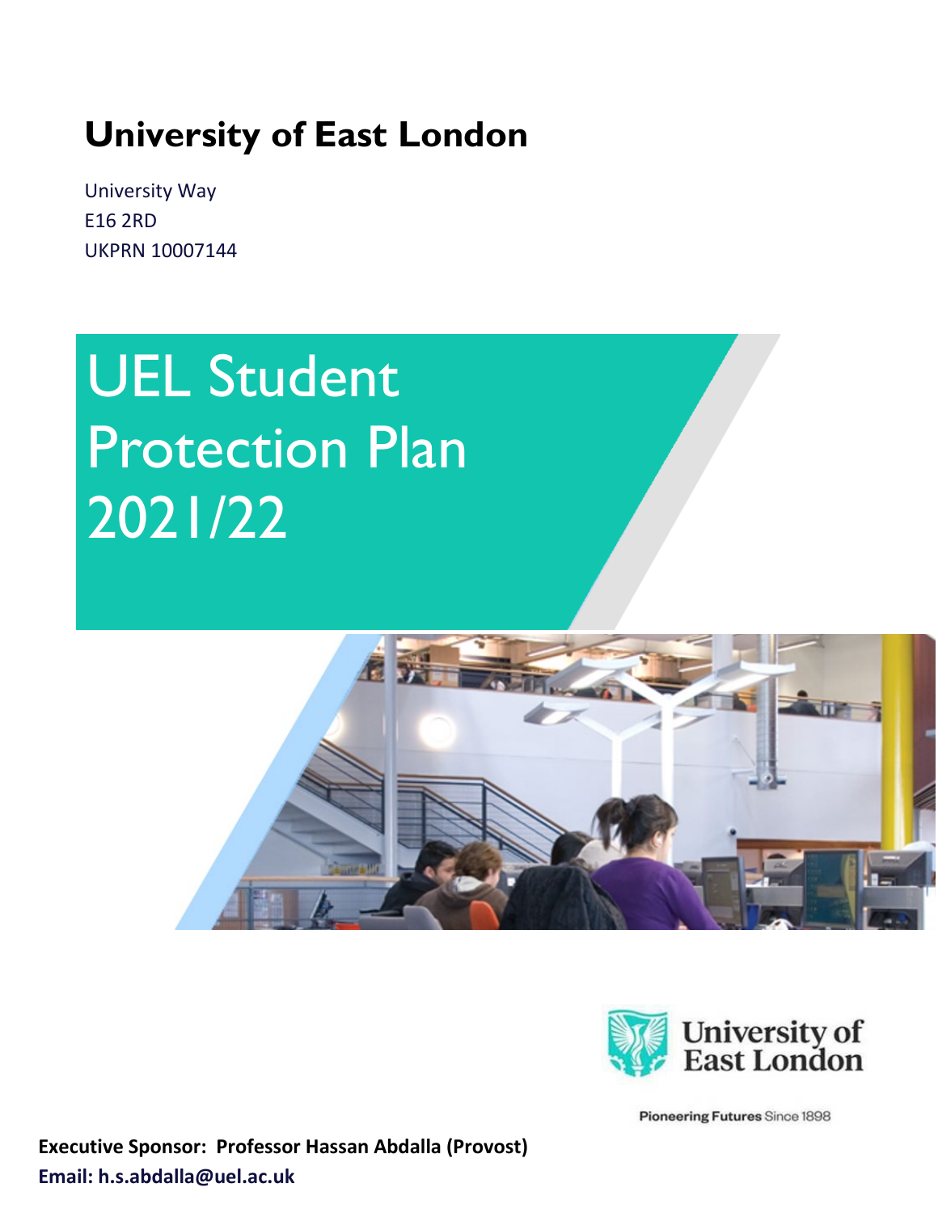# University of East London

University Way
E16 2RD
UKPRN 10007144

# UEL Student Protection Plan 2021/22

University of East London

Pioneering Futures Since 1898

**Executive Sponsor: Professor Hassan Abdalla (Provost)**
**Email: h.s.abdalla@uel.ac.uk**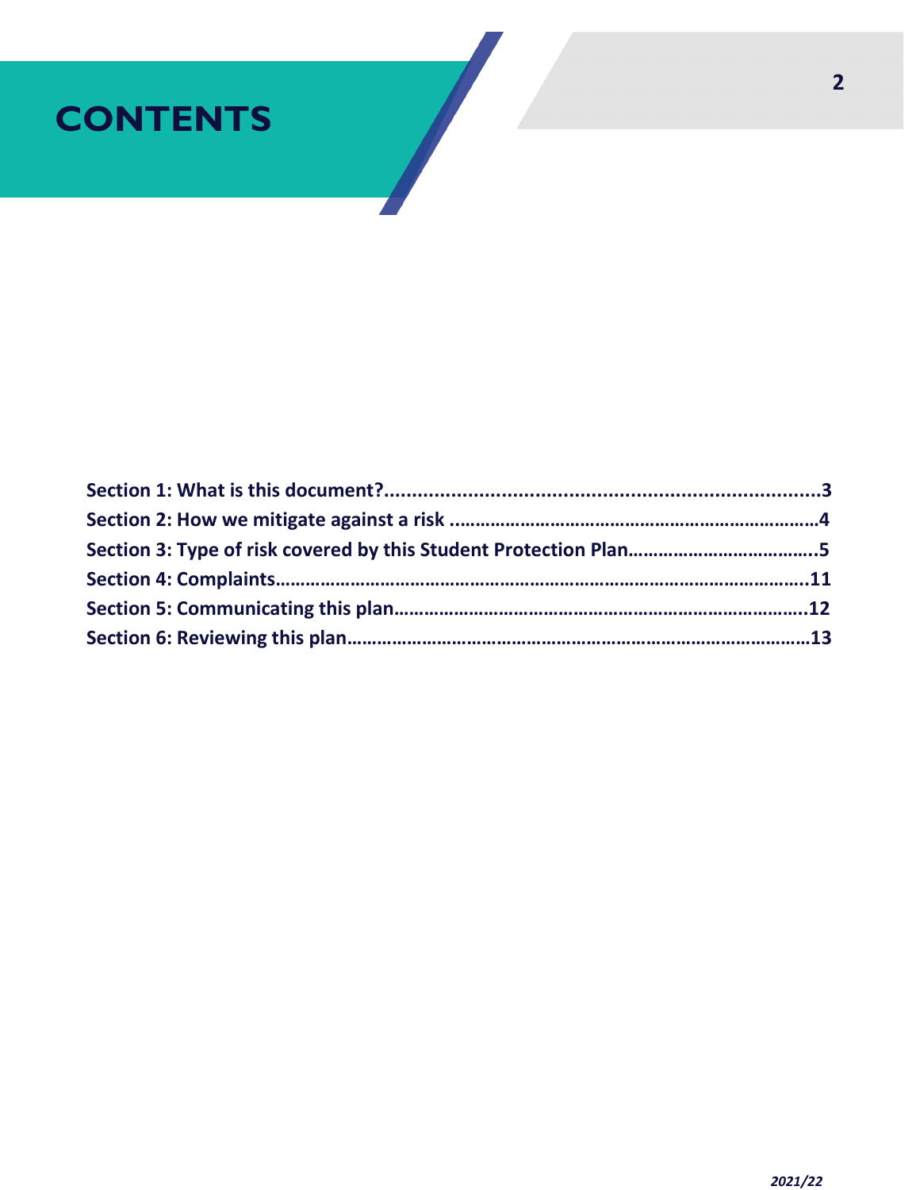# CONTENTS

**Section 1: What is this document?.................................................................................3**
**Section 2: How we mitigate against a risk ........................................................................4**
**Section 3: Type of risk covered by this Student Protection Plan.....................................5**
**Section 4: Complaints..........................................................................................................11**
**Section 5: Communicating this plan...................................................................................12**
**Section 6: Reviewing this plan.............................................................................................13**

***2021/22***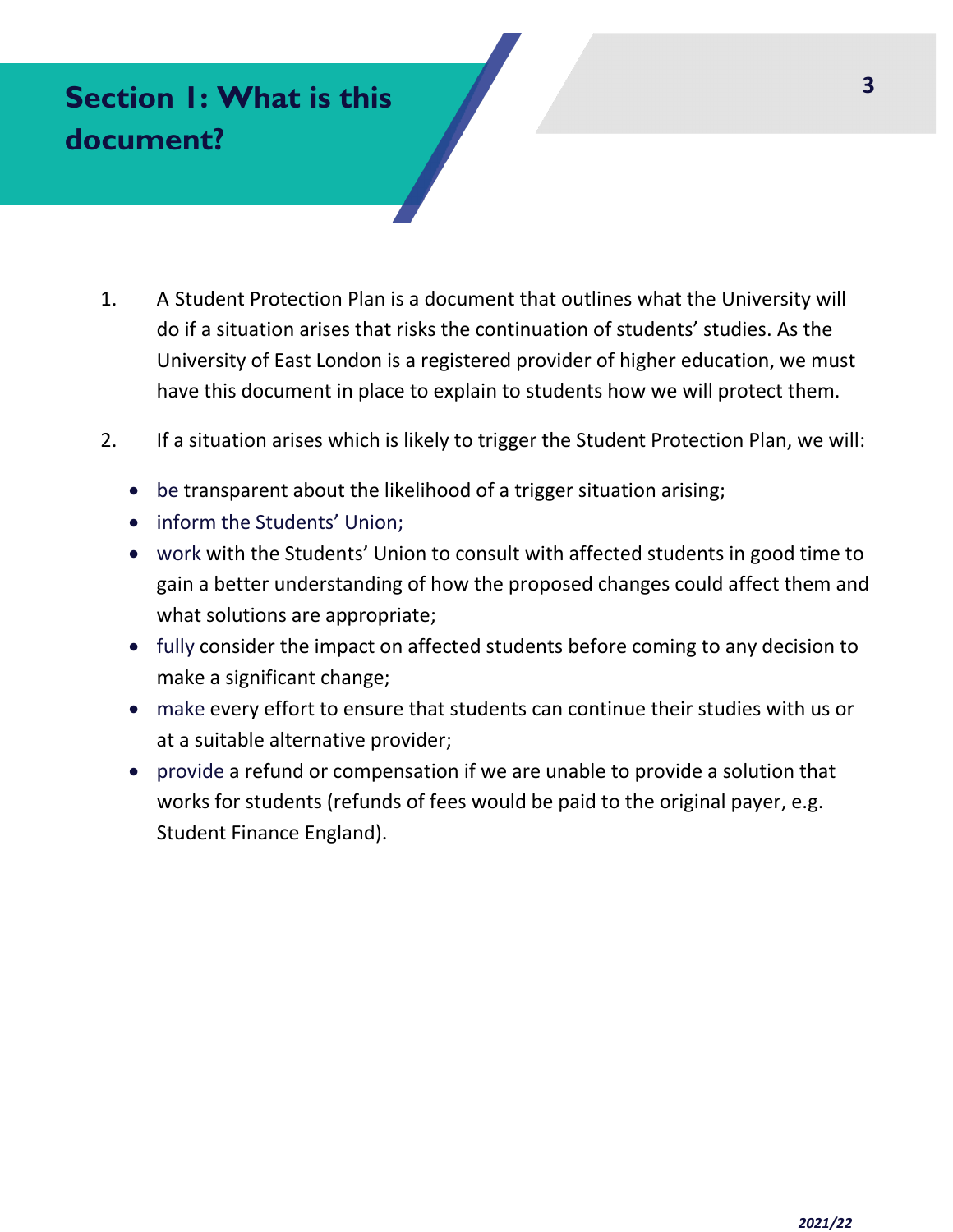# Section 1: What is this document?

1. A Student Protection Plan is a document that outlines what the University will do if a situation arises that risks the continuation of students' studies. As the University of East London is a registered provider of higher education, we must have this document in place to explain to students how we will protect them.

2. If a situation arises which is likely to trigger the Student Protection Plan, we will:

   - be transparent about the likelihood of a trigger situation arising;
   - inform the Students' Union;
   - work with the Students' Union to consult with affected students in good time to gain a better understanding of how the proposed changes could affect them and what solutions are appropriate;
   - fully consider the impact on affected students before coming to any decision to make a significant change;
   - make every effort to ensure that students can continue their studies with us or at a suitable alternative provider;
   - provide a refund or compensation if we are unable to provide a solution that works for students (refunds of fees would be paid to the original payer, e.g. Student Finance England).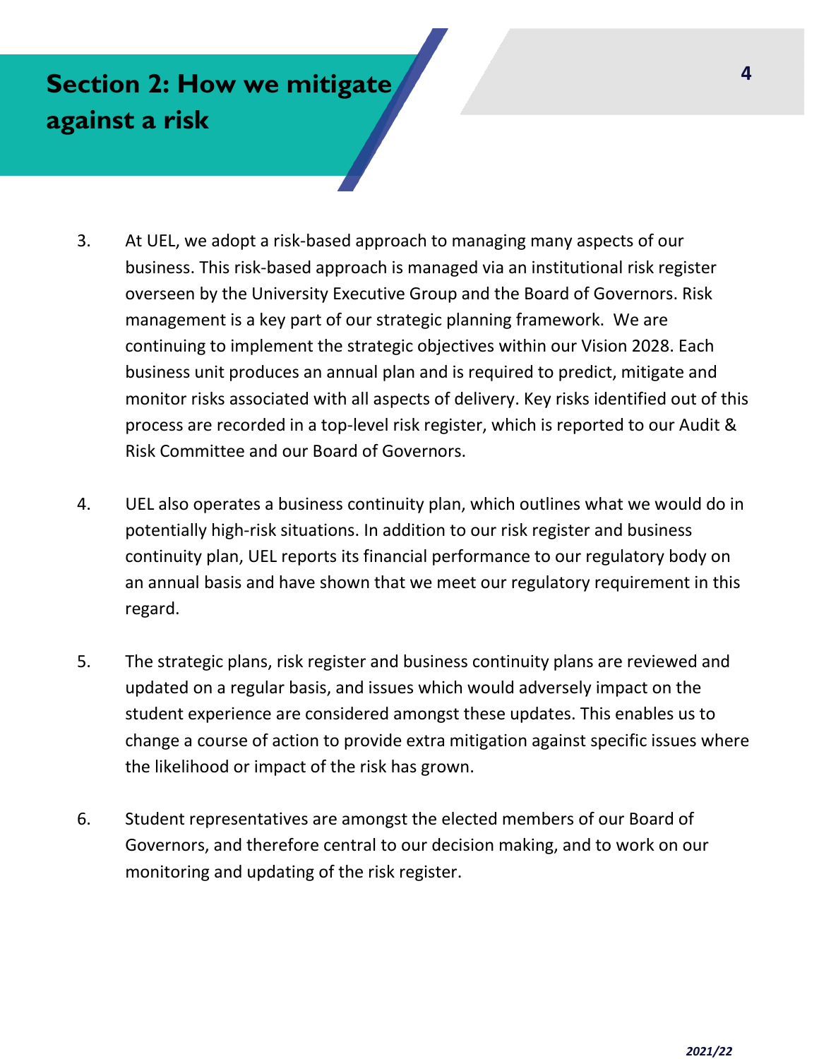## Section 2: How we mitigate against a risk

3. At UEL, we adopt a risk-based approach to managing many aspects of our business. This risk-based approach is managed via an institutional risk register overseen by the University Executive Group and the Board of Governors. Risk management is a key part of our strategic planning framework. We are continuing to implement the strategic objectives within our Vision 2028. Each business unit produces an annual plan and is required to predict, mitigate and monitor risks associated with all aspects of delivery. Key risks identified out of this process are recorded in a top-level risk register, which is reported to our Audit & Risk Committee and our Board of Governors.

4. UEL also operates a business continuity plan, which outlines what we would do in potentially high-risk situations. In addition to our risk register and business continuity plan, UEL reports its financial performance to our regulatory body on an annual basis and have shown that we meet our regulatory requirement in this regard.

5. The strategic plans, risk register and business continuity plans are reviewed and updated on a regular basis, and issues which would adversely impact on the student experience are considered amongst these updates. This enables us to change a course of action to provide extra mitigation against specific issues where the likelihood or impact of the risk has grown.

6. Student representatives are amongst the elected members of our Board of Governors, and therefore central to our decision making, and to work on our monitoring and updating of the risk register.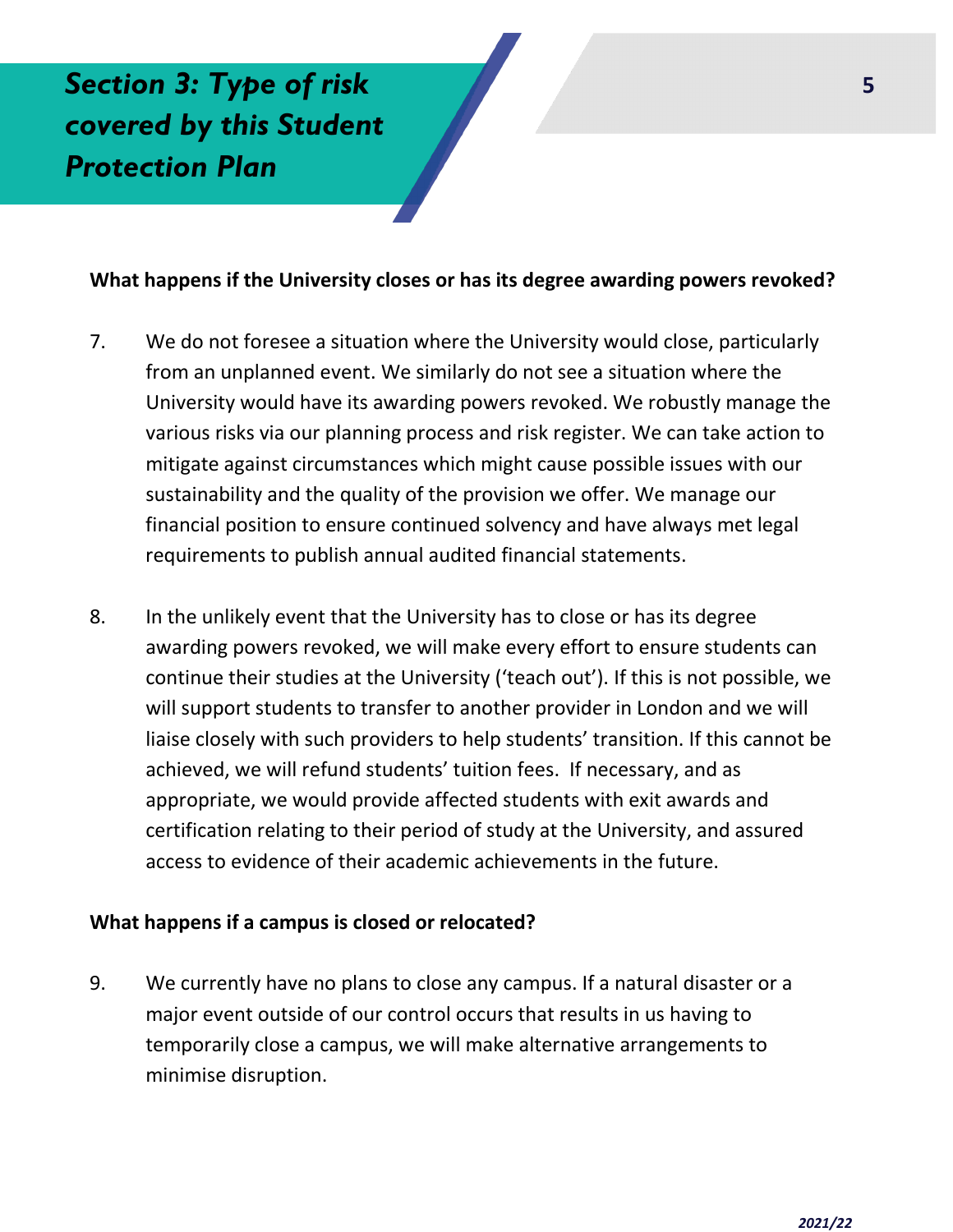# *Section 3: Type of risk covered by this Student Protection Plan*

**What happens if the University closes or has its degree awarding powers revoked?**

7. We do not foresee a situation where the University would close, particularly from an unplanned event. We similarly do not see a situation where the University would have its awarding powers revoked. We robustly manage the various risks via our planning process and risk register. We can take action to mitigate against circumstances which might cause possible issues with our sustainability and the quality of the provision we offer. We manage our financial position to ensure continued solvency and have always met legal requirements to publish annual audited financial statements.

8. In the unlikely event that the University has to close or has its degree awarding powers revoked, we will make every effort to ensure students can continue their studies at the University ('teach out'). If this is not possible, we will support students to transfer to another provider in London and we will liaise closely with such providers to help students' transition. If this cannot be achieved, we will refund students' tuition fees. If necessary, and as appropriate, we would provide affected students with exit awards and certification relating to their period of study at the University, and assured access to evidence of their academic achievements in the future.

**What happens if a campus is closed or relocated?**

9. We currently have no plans to close any campus. If a natural disaster or a major event outside of our control occurs that results in us having to temporarily close a campus, we will make alternative arrangements to minimise disruption.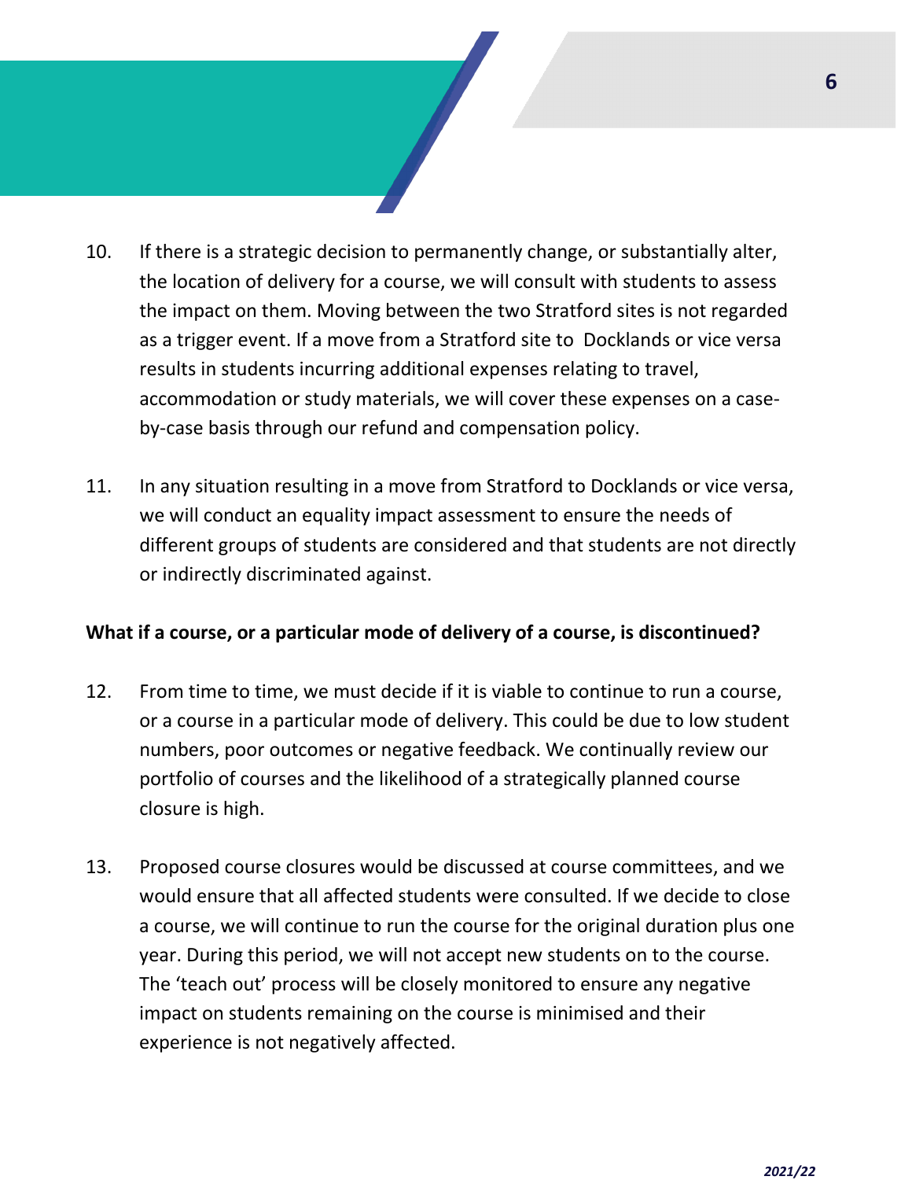10. If there is a strategic decision to permanently change, or substantially alter, the location of delivery for a course, we will consult with students to assess the impact on them. Moving between the two Stratford sites is not regarded as a trigger event. If a move from a Stratford site to Docklands or vice versa results in students incurring additional expenses relating to travel, accommodation or study materials, we will cover these expenses on a case-by-case basis through our refund and compensation policy.

11. In any situation resulting in a move from Stratford to Docklands or vice versa, we will conduct an equality impact assessment to ensure the needs of different groups of students are considered and that students are not directly or indirectly discriminated against.

**What if a course, or a particular mode of delivery of a course, is discontinued?**

12. From time to time, we must decide if it is viable to continue to run a course, or a course in a particular mode of delivery. This could be due to low student numbers, poor outcomes or negative feedback. We continually review our portfolio of courses and the likelihood of a strategically planned course closure is high.

13. Proposed course closures would be discussed at course committees, and we would ensure that all affected students were consulted. If we decide to close a course, we will continue to run the course for the original duration plus one year. During this period, we will not accept new students on to the course. The 'teach out' process will be closely monitored to ensure any negative impact on students remaining on the course is minimised and their experience is not negatively affected.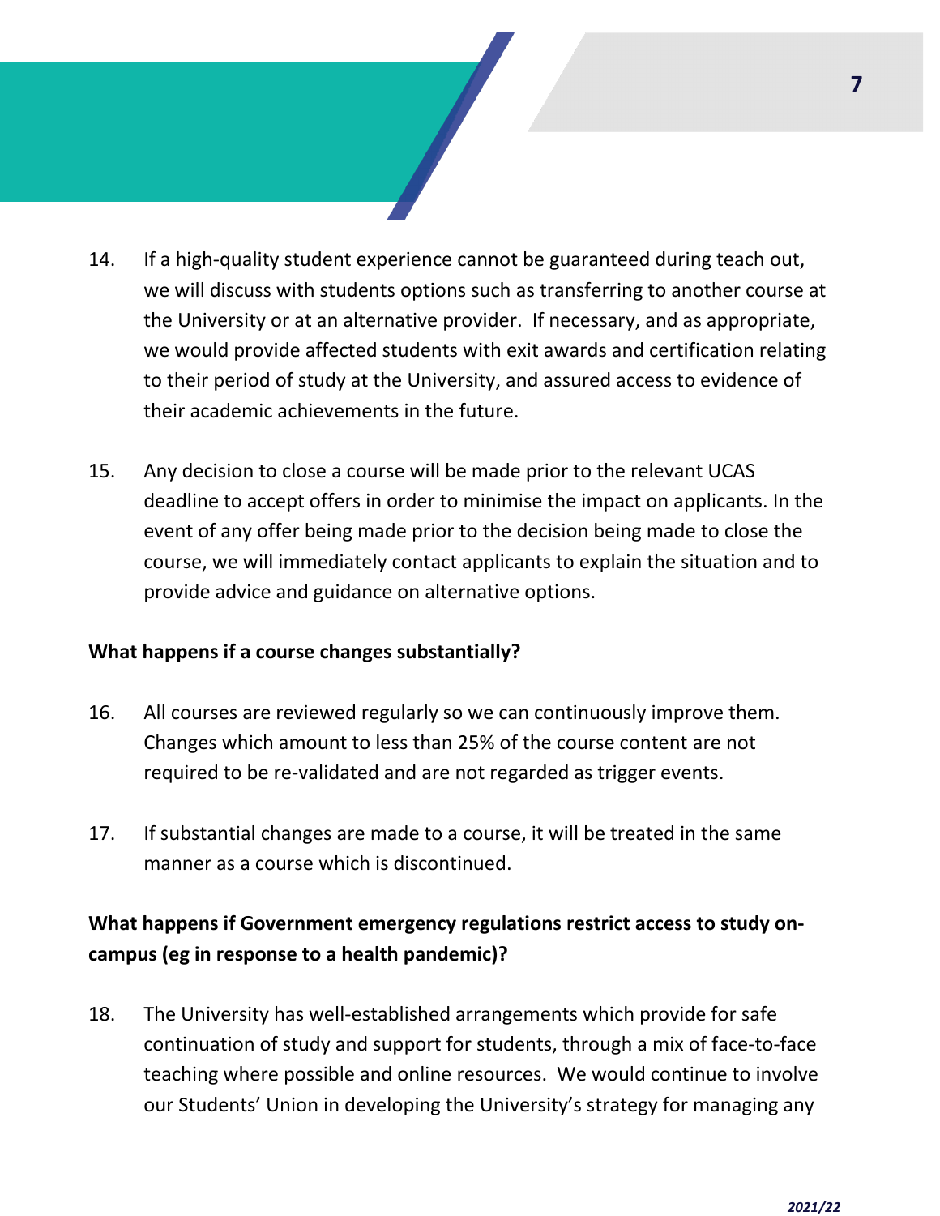14. If a high-quality student experience cannot be guaranteed during teach out, we will discuss with students options such as transferring to another course at the University or at an alternative provider. If necessary, and as appropriate, we would provide affected students with exit awards and certification relating to their period of study at the University, and assured access to evidence of their academic achievements in the future.

15. Any decision to close a course will be made prior to the relevant UCAS deadline to accept offers in order to minimise the impact on applicants. In the event of any offer being made prior to the decision being made to close the course, we will immediately contact applicants to explain the situation and to provide advice and guidance on alternative options.

**What happens if a course changes substantially?**

16. All courses are reviewed regularly so we can continuously improve them. Changes which amount to less than 25% of the course content are not required to be re-validated and are not regarded as trigger events.

17. If substantial changes are made to a course, it will be treated in the same manner as a course which is discontinued.

**What happens if Government emergency regulations restrict access to study on-campus (eg in response to a health pandemic)?**

18. The University has well-established arrangements which provide for safe continuation of study and support for students, through a mix of face-to-face teaching where possible and online resources. We would continue to involve our Students' Union in developing the University's strategy for managing any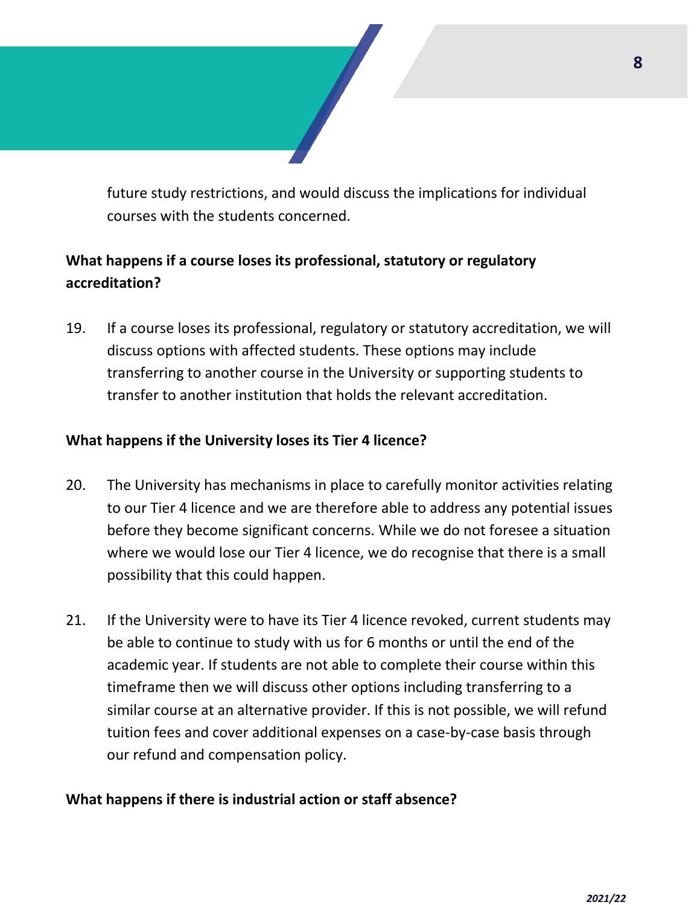future study restrictions, and would discuss the implications for individual courses with the students concerned.

**What happens if a course loses its professional, statutory or regulatory accreditation?**

19. If a course loses its professional, regulatory or statutory accreditation, we will discuss options with affected students. These options may include transferring to another course in the University or supporting students to transfer to another institution that holds the relevant accreditation.

**What happens if the University loses its Tier 4 licence?**

20. The University has mechanisms in place to carefully monitor activities relating to our Tier 4 licence and we are therefore able to address any potential issues before they become significant concerns. While we do not foresee a situation where we would lose our Tier 4 licence, we do recognise that there is a small possibility that this could happen.

21. If the University were to have its Tier 4 licence revoked, current students may be able to continue to study with us for 6 months or until the end of the academic year. If students are not able to complete their course within this timeframe then we will discuss other options including transferring to a similar course at an alternative provider. If this is not possible, we will refund tuition fees and cover additional expenses on a case-by-case basis through our refund and compensation policy.

**What happens if there is industrial action or staff absence?**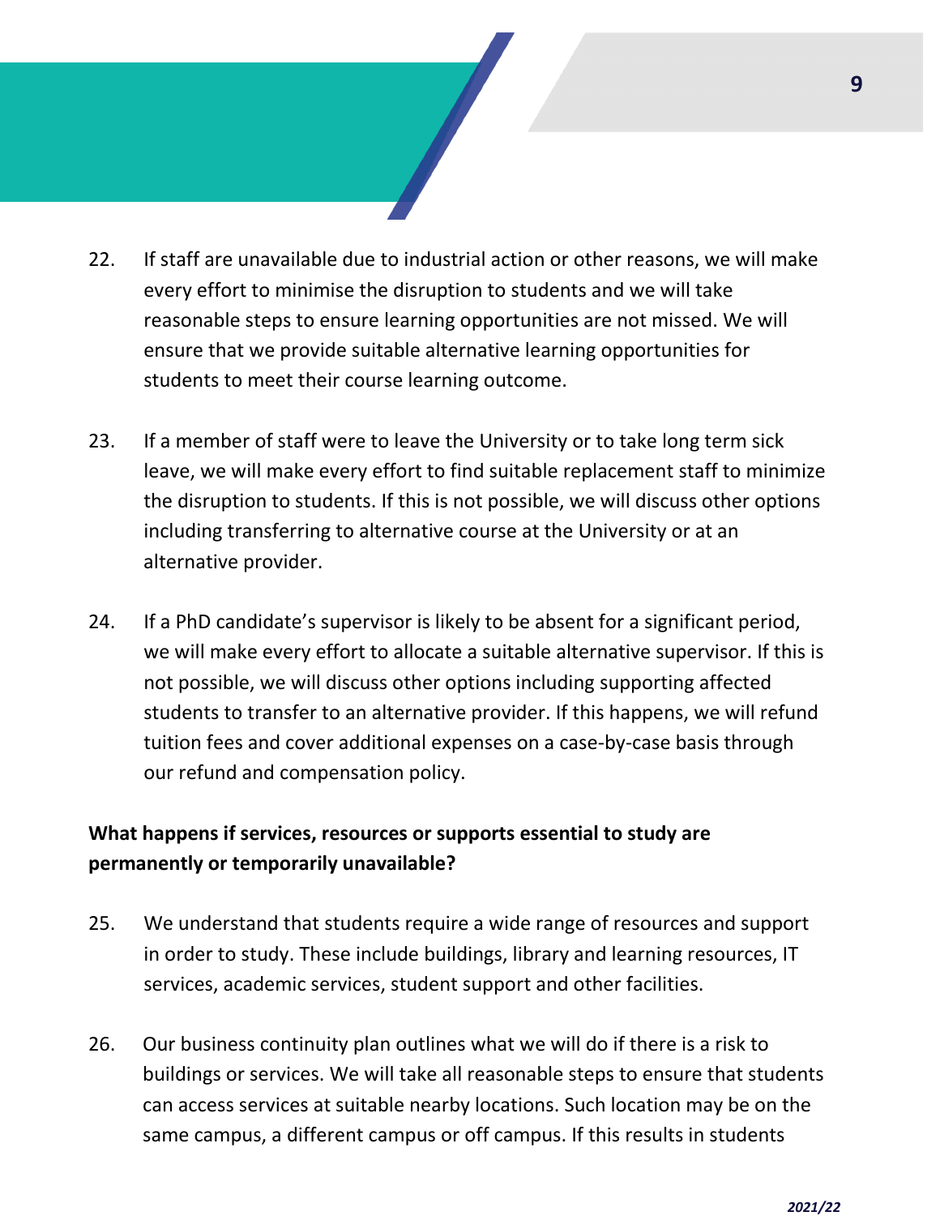22. If staff are unavailable due to industrial action or other reasons, we will make every effort to minimise the disruption to students and we will take reasonable steps to ensure learning opportunities are not missed. We will ensure that we provide suitable alternative learning opportunities for students to meet their course learning outcome.

23. If a member of staff were to leave the University or to take long term sick leave, we will make every effort to find suitable replacement staff to minimize the disruption to students. If this is not possible, we will discuss other options including transferring to alternative course at the University or at an alternative provider.

24. If a PhD candidate's supervisor is likely to be absent for a significant period, we will make every effort to allocate a suitable alternative supervisor. If this is not possible, we will discuss other options including supporting affected students to transfer to an alternative provider. If this happens, we will refund tuition fees and cover additional expenses on a case-by-case basis through our refund and compensation policy.

**What happens if services, resources or supports essential to study are permanently or temporarily unavailable?**

25. We understand that students require a wide range of resources and support in order to study. These include buildings, library and learning resources, IT services, academic services, student support and other facilities.

26. Our business continuity plan outlines what we will do if there is a risk to buildings or services. We will take all reasonable steps to ensure that students can access services at suitable nearby locations. Such location may be on the same campus, a different campus or off campus. If this results in students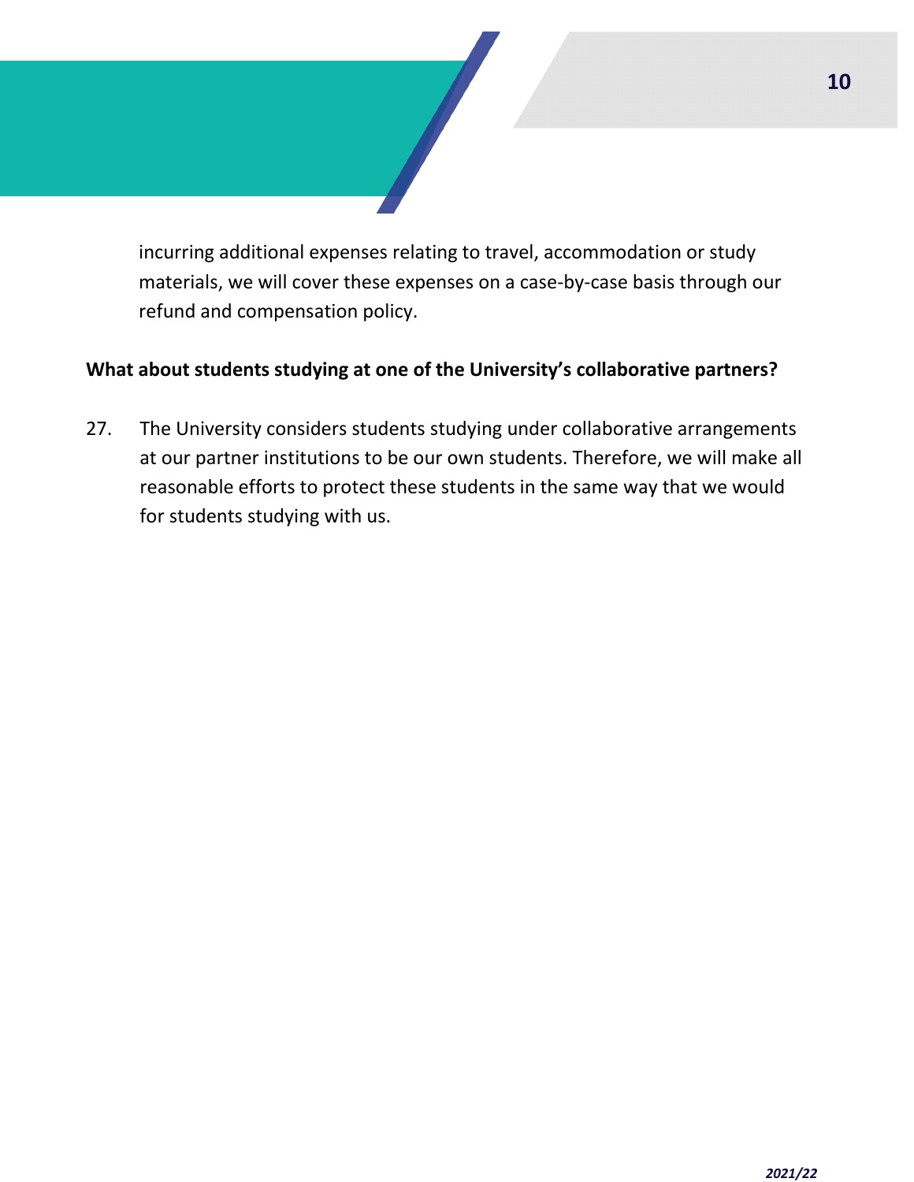incurring additional expenses relating to travel, accommodation or study materials, we will cover these expenses on a case-by-case basis through our refund and compensation policy.

**What about students studying at one of the University's collaborative partners?**

27. The University considers students studying under collaborative arrangements at our partner institutions to be our own students. Therefore, we will make all reasonable efforts to protect these students in the same way that we would for students studying with us.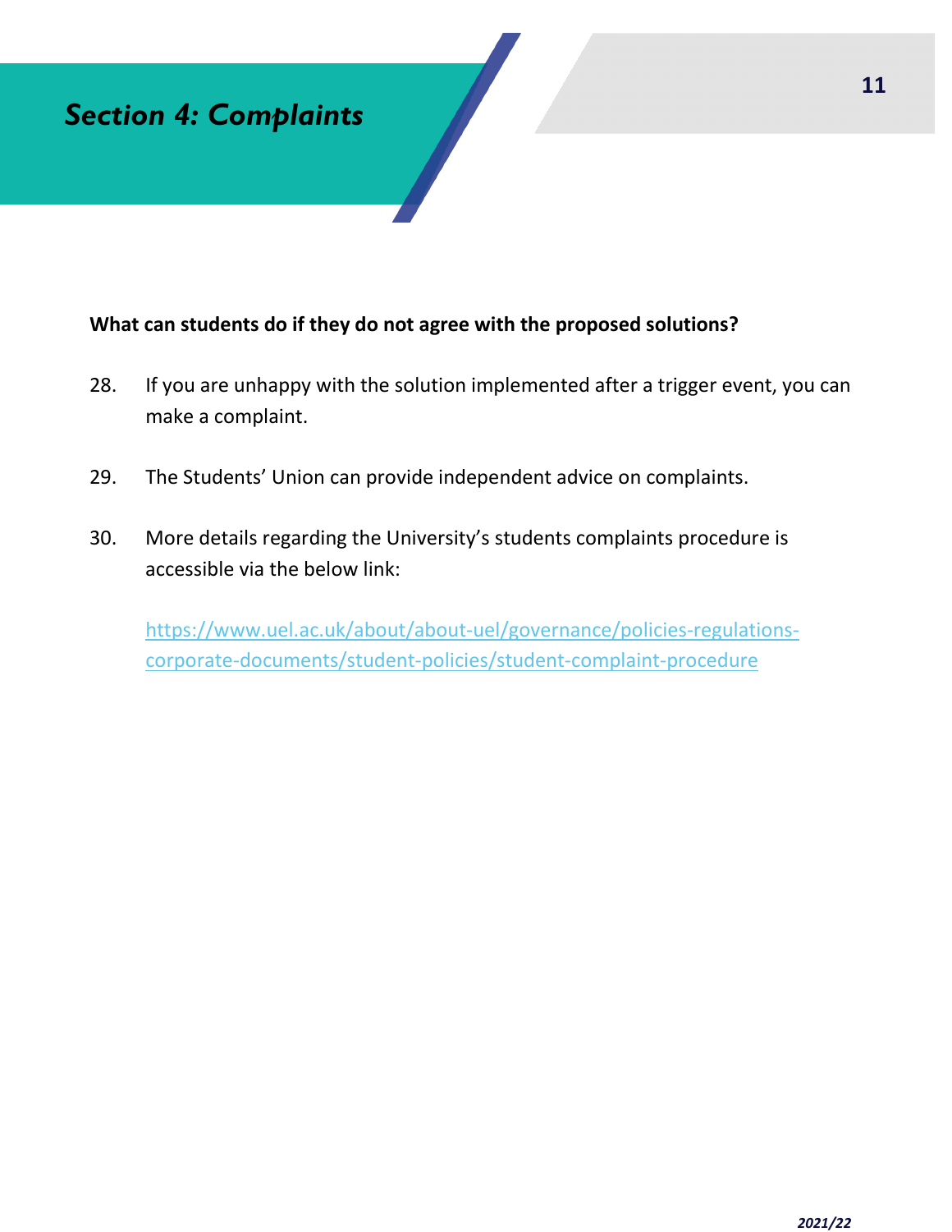# *Section 4: Complaints*

**What can students do if they do not agree with the proposed solutions?**

28. If you are unhappy with the solution implemented after a trigger event, you can make a complaint.

29. The Students' Union can provide independent advice on complaints.

30. More details regarding the University's students complaints procedure is accessible via the below link:

    https://www.uel.ac.uk/about/about-uel/governance/policies-regulations-corporate-documents/student-policies/student-complaint-procedure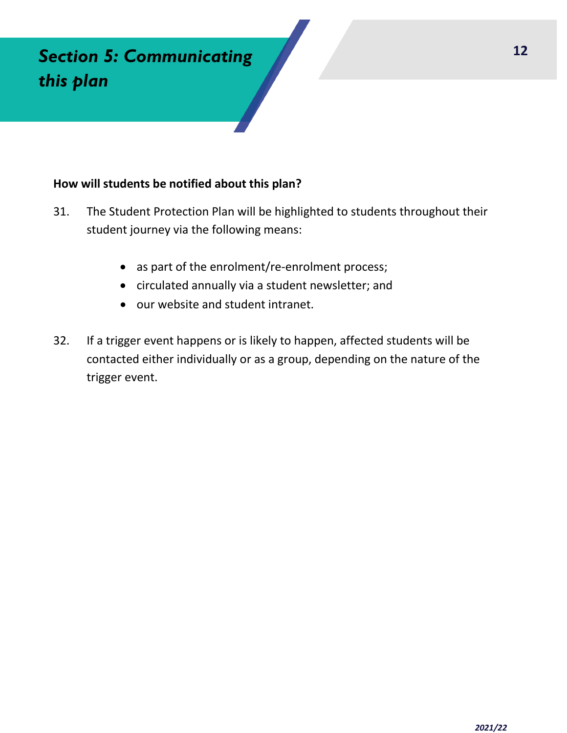# *Section 5: Communicating this plan*

**How will students be notified about this plan?**

31. The Student Protection Plan will be highlighted to students throughout their student journey via the following means:

    - as part of the enrolment/re-enrolment process;
    - circulated annually via a student newsletter; and
    - our website and student intranet.

32. If a trigger event happens or is likely to happen, affected students will be contacted either individually or as a group, depending on the nature of the trigger event.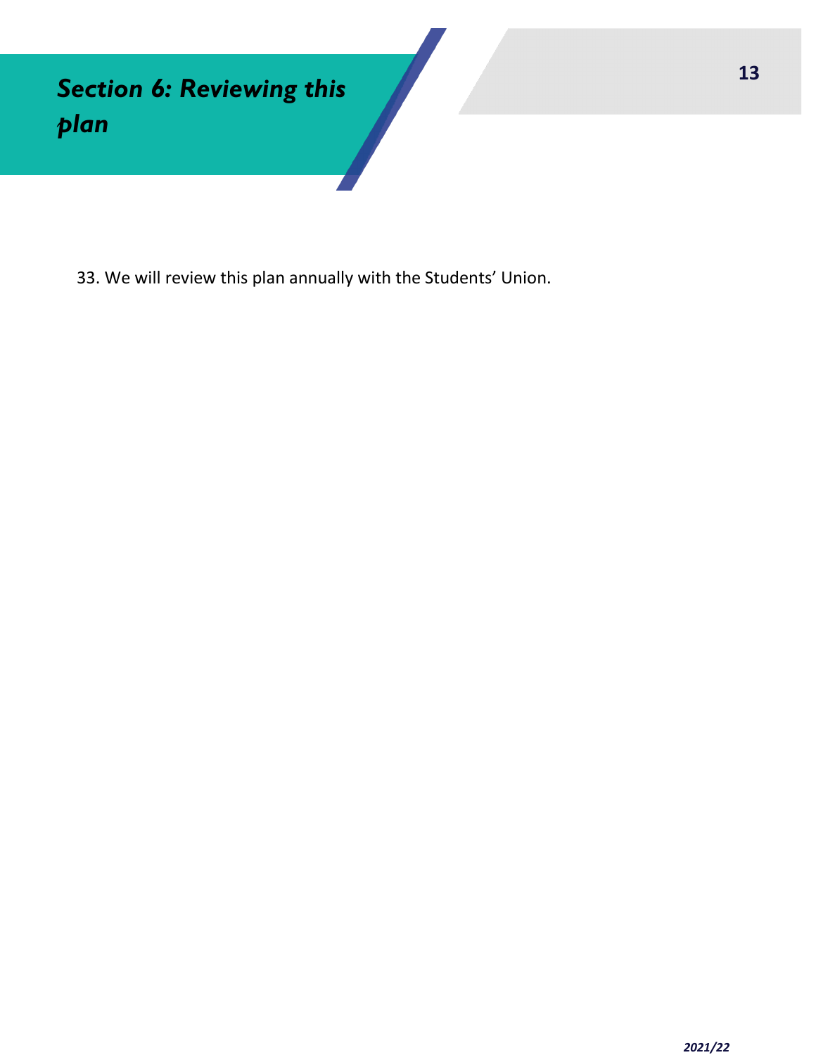# *Section 6: Reviewing this plan*

33. We will review this plan annually with the Students' Union.